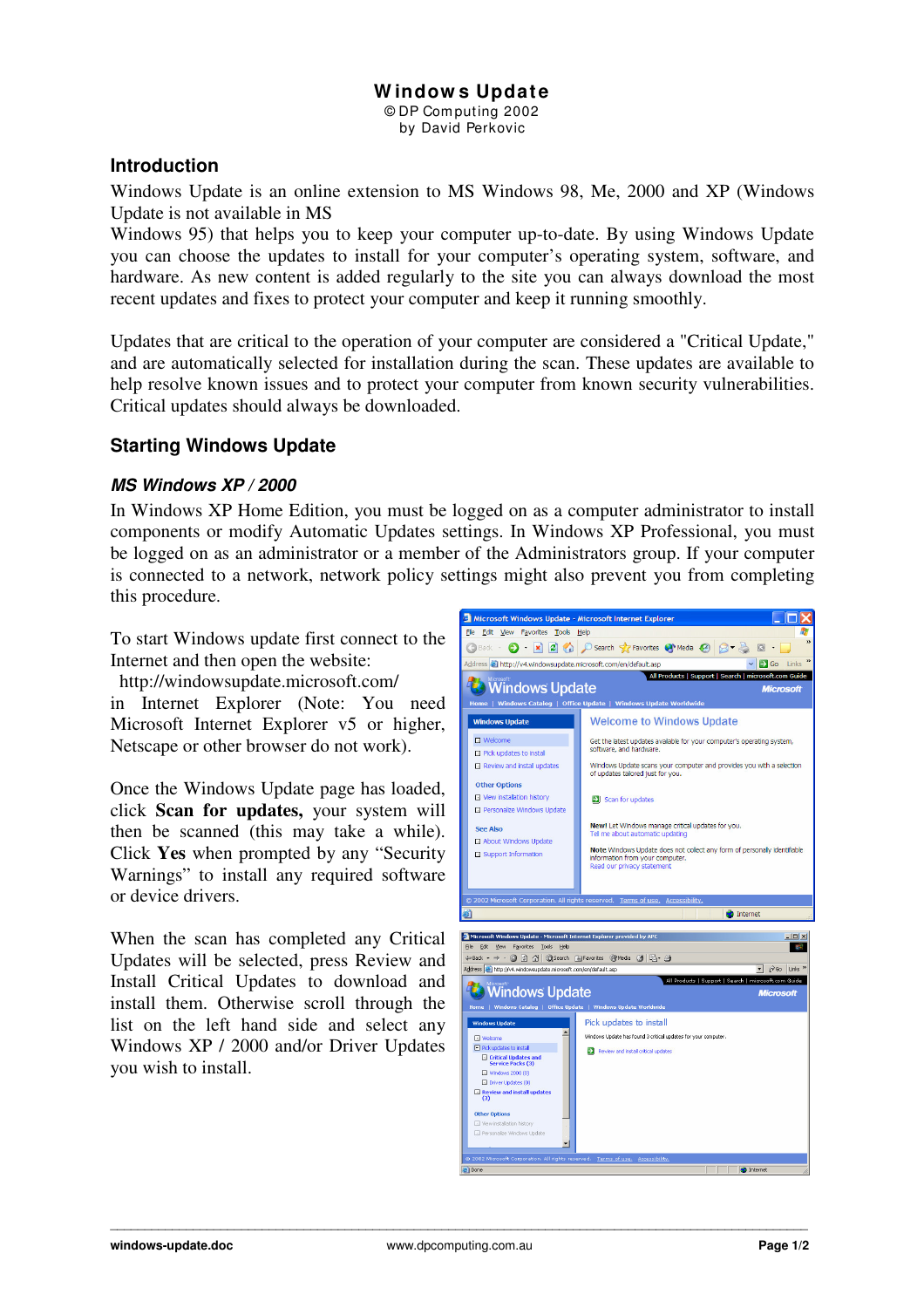# Windows Update

© DP Computing 2002
by David Perkovic

## Introduction

Windows Update is an online extension to MS Windows 98, Me, 2000 and XP (Windows Update is not available in MS
Windows 95) that helps you to keep your computer up-to-date. By using Windows Update you can choose the updates to install for your computer's operating system, software, and hardware. As new content is added regularly to the site you can always download the most recent updates and fixes to protect your computer and keep it running smoothly.

Updates that are critical to the operation of your computer are considered a "Critical Update," and are automatically selected for installation during the scan. These updates are available to help resolve known issues and to protect your computer from known security vulnerabilities. Critical updates should always be downloaded.

## Starting Windows Update

### *MS Windows XP / 2000*

In Windows XP Home Edition, you must be logged on as a computer administrator to install components or modify Automatic Updates settings. In Windows XP Professional, you must be logged on as an administrator or a member of the Administrators group. If your computer is connected to a network, network policy settings might also prevent you from completing this procedure.

To start Windows update first connect to the Internet and then open the website:
http://windowsupdate.microsoft.com/
in Internet Explorer (Note: You need Microsoft Internet Explorer v5 or higher, Netscape or other browser do not work).

Once the Windows Update page has loaded, click **Scan for updates,** your system will then be scanned (this may take a while). Click **Yes** when prompted by any "Security Warnings" to install any required software or device drivers.

When the scan has completed any Critical Updates will be selected, press Review and Install Critical Updates to download and install them. Otherwise scroll through the list on the left hand side and select any Windows XP / 2000 and/or Driver Updates you wish to install.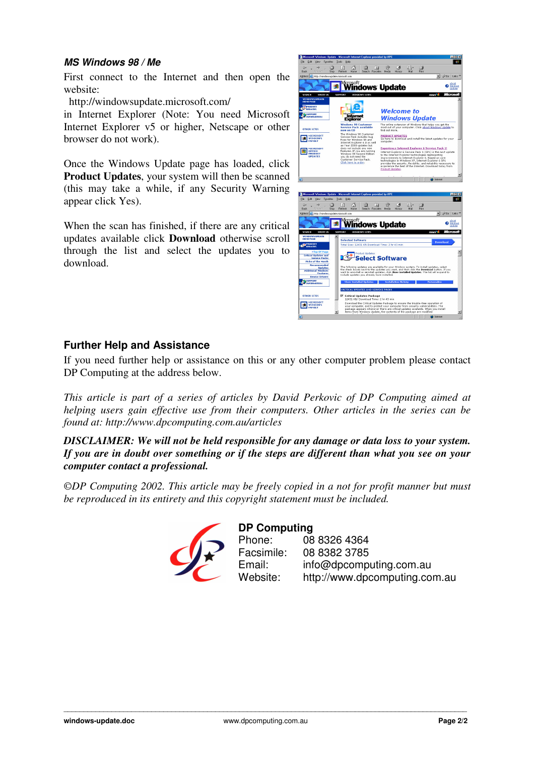### *MS Windows 98 / Me*

First connect to the Internet and then open the website:

http://windowsupdate.microsoft.com/

in Internet Explorer (Note: You need Microsoft Internet Explorer v5 or higher, Netscape or other browser do not work).

Once the Windows Update page has loaded, click **Product Updates**, your system will then be scanned (this may take a while, if any Security Warning appear click Yes).

When the scan has finished, if there are any critical updates available click **Download** otherwise scroll through the list and select the updates you to download.

## Further Help and Assistance

If you need further help or assistance on this or any other computer problem please contact DP Computing at the address below.

*This article is part of a series of articles by David Perkovic of DP Computing aimed at helping users gain effective use from their computers. Other articles in the series can be found at: http://www.dpcomputing.com.au/articles*

***DISCLAIMER: We will not be held responsible for any damage or data loss to your system. If you are in doubt over something or if the steps are different than what you see on your computer contact a professional.***

*©DP Computing 2002. This article may be freely copied in a not for profit manner but must be reproduced in its entirety and this copyright statement must be included.*

**DP Computing**

| | |
|---|---|
| Phone: | 08 8326 4364 |
| Facsimile: | 08 8382 3785 |
| Email: | info@dpcomputing.com.au |
| Website: | http://www.dpcomputing.com.au |